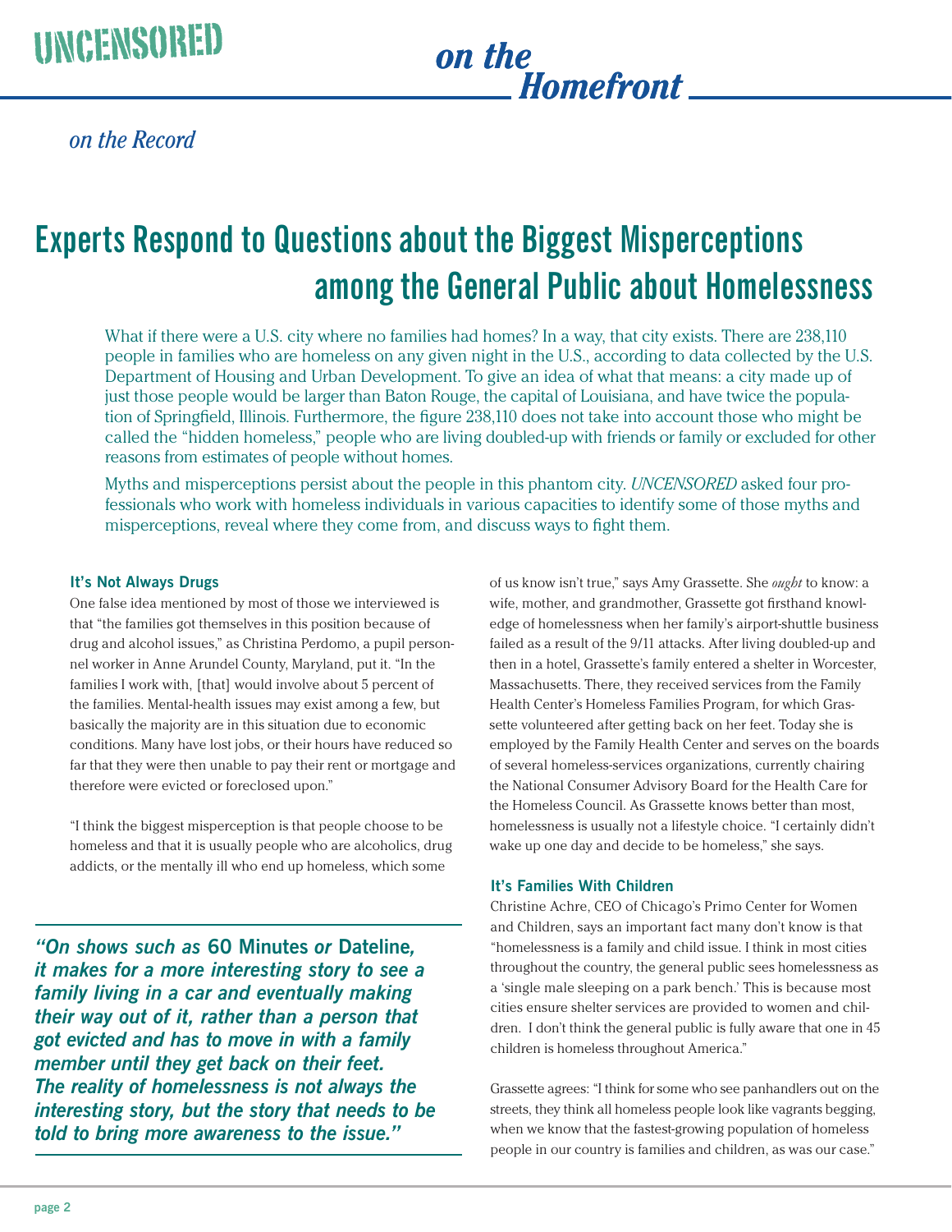*on the Record*

# Experts Respond to Questions about the Biggest Misperceptions among the General Public about Homelessness

What if there were a U.S. city where no families had homes? In a way, that city exists. There are 238,110 people in families who are homeless on any given night in the U.S., according to data collected by the U.S. Department of Housing and Urban Development. To give an idea of what that means: a city made up of just those people would be larger than Baton Rouge, the capital of Louisiana, and have twice the population of Springfield, Illinois. Furthermore, the figure 238,110 does not take into account those who might be called the "hidden homeless," people who are living doubled-up with friends or family or excluded for other reasons from estimates of people without homes.

Myths and misperceptions persist about the people in this phantom city. *UNCENSORED* asked four professionals who work with homeless individuals in various capacities to identify some of those myths and misperceptions, reveal where they come from, and discuss ways to fight them.

### It's Not Always Drugs

One false idea mentioned by most of those we interviewed is that "the families got themselves in this position because of drug and alcohol issues," as Christina Perdomo, a pupil personnel worker in Anne Arundel County, Maryland, put it. "In the families I work with, [that] would involve about 5 percent of the families. Mental-health issues may exist among a few, but basically the majority are in this situation due to economic conditions. Many have lost jobs, or their hours have reduced so far that they were then unable to pay their rent or mortgage and therefore were evicted or foreclosed upon."

"I think the biggest misperception is that people choose to be homeless and that it is usually people who are alcoholics, drug addicts, or the mentally ill who end up homeless, which some of us know isn't true," says Amy Grassette. She *ought* to know: a wife, mother, and grandmother, Grassette got firsthand knowledge of homelessness when her family's airport-shuttle business failed as a result of the 9/11 attacks. After living doubled-up and then in a hotel, Grassette's family entered a shelter in Worcester, Massachusetts. There, they received services from the Family Health Center's Homeless Families Program, for which Grassette volunteered after getting back on her feet. Today she is employed by the Family Health Center and serves on the boards of several homeless-services organizations, currently chairing the National Consumer Advisory Board for the Health Care for the Homeless Council. As Grassette knows better than most, homelessness is usually not a lifestyle choice. "I certainly didn't wake up one day and decide to be homeless," she says.

> ***"On shows such as* 60 Minutes *or* Dateline*, it makes for a more interesting story to see a family living in a car and eventually making their way out of it, rather than a person that got evicted and has to move in with a family member until they get back on their feet. The reality of homelessness is not always the interesting story, but the story that needs to be told to bring more awareness to the issue."***

### It's Families With Children

Christine Achre, CEO of Chicago's Primo Center for Women and Children, says an important fact many don't know is that "homelessness is a family and child issue. I think in most cities throughout the country, the general public sees homelessness as a 'single male sleeping on a park bench.' This is because most cities ensure shelter services are provided to women and children. I don't think the general public is fully aware that one in 45 children is homeless throughout America."

Grassette agrees: "I think for some who see panhandlers out on the streets, they think all homeless people look like vagrants begging, when we know that the fastest-growing population of homeless people in our country is families and children, as was our case."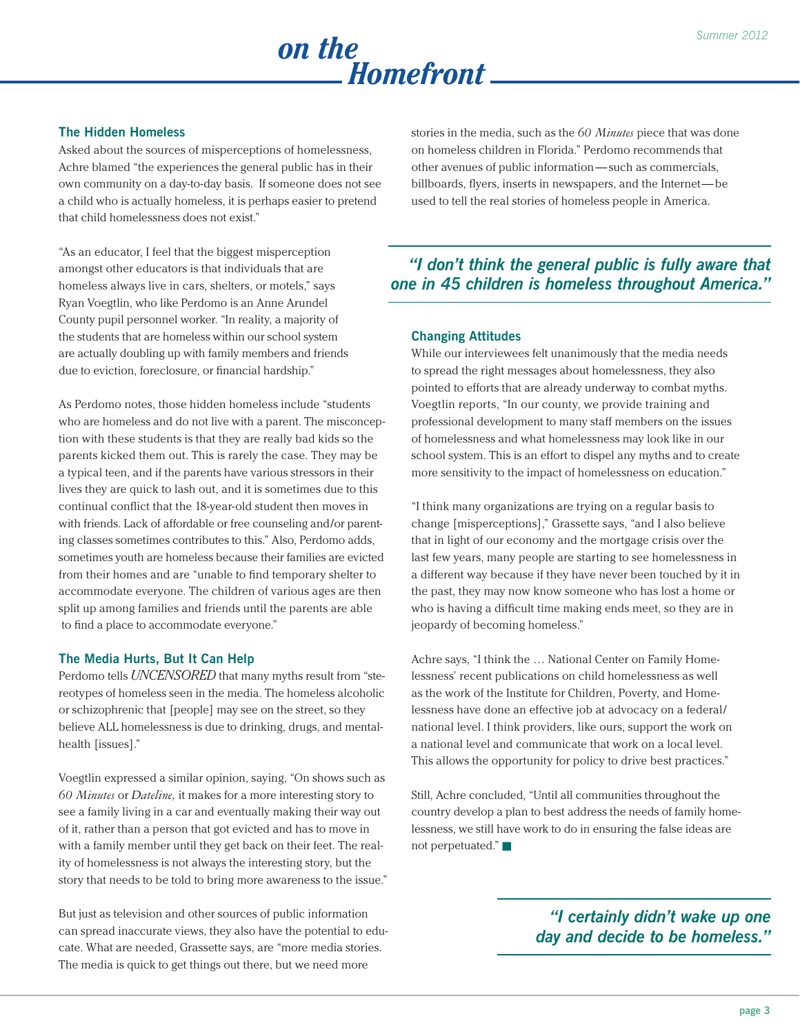### The Hidden Homeless

Asked about the sources of misperceptions of homelessness, Achre blamed "the experiences the general public has in their own community on a day-to-day basis. If someone does not see a child who is actually homeless, it is perhaps easier to pretend that child homelessness does not exist."

"As an educator, I feel that the biggest misperception amongst other educators is that individuals that are homeless always live in cars, shelters, or motels," says Ryan Voegtlin, who like Perdomo is an Anne Arundel County pupil personnel worker. "In reality, a majority of the students that are homeless within our school system are actually doubling up with family members and friends due to eviction, foreclosure, or financial hardship."

As Perdomo notes, those hidden homeless include "students who are homeless and do not live with a parent. The misconception with these students is that they are really bad kids so the parents kicked them out. This is rarely the case. They may be a typical teen, and if the parents have various stressors in their lives they are quick to lash out, and it is sometimes due to this continual conflict that the 18-year-old student then moves in with friends. Lack of affordable or free counseling and/or parenting classes sometimes contributes to this." Also, Perdomo adds, sometimes youth are homeless because their families are evicted from their homes and are "unable to find temporary shelter to accommodate everyone. The children of various ages are then split up among families and friends until the parents are able to find a place to accommodate everyone."

### The Media Hurts, But It Can Help

Perdomo tells *UNCENSORED* that many myths result from "stereotypes of homeless seen in the media. The homeless alcoholic or schizophrenic that [people] may see on the street, so they believe ALL homelessness is due to drinking, drugs, and mental-health [issues]."

Voegtlin expressed a similar opinion, saying, "On shows such as *60 Minutes* or *Dateline,* it makes for a more interesting story to see a family living in a car and eventually making their way out of it, rather than a person that got evicted and has to move in with a family member until they get back on their feet. The reality of homelessness is not always the interesting story, but the story that needs to be told to bring more awareness to the issue."

But just as television and other sources of public information can spread inaccurate views, they also have the potential to educate. What are needed, Grassette says, are "more media stories. The media is quick to get things out there, but we need more stories in the media, such as the *60 Minutes* piece that was done on homeless children in Florida." Perdomo recommends that other avenues of public information—such as commercials, billboards, flyers, inserts in newspapers, and the Internet—be used to tell the real stories of homeless people in America.

> ***"I don't think the general public is fully aware that one in 45 children is homeless throughout America."***

### Changing Attitudes

While our interviewees felt unanimously that the media needs to spread the right messages about homelessness, they also pointed to efforts that are already underway to combat myths. Voegtlin reports, "In our county, we provide training and professional development to many staff members on the issues of homelessness and what homelessness may look like in our school system. This is an effort to dispel any myths and to create more sensitivity to the impact of homelessness on education."

"I think many organizations are trying on a regular basis to change [misperceptions]," Grassette says, "and I also believe that in light of our economy and the mortgage crisis over the last few years, many people are starting to see homelessness in a different way because if they have never been touched by it in the past, they may now know someone who has lost a home or who is having a difficult time making ends meet, so they are in jeopardy of becoming homeless."

Achre says, "I think the … National Center on Family Homelessness' recent publications on child homelessness as well as the work of the Institute for Children, Poverty, and Homelessness have done an effective job at advocacy on a federal/national level. I think providers, like ours, support the work on a national level and communicate that work on a local level. This allows the opportunity for policy to drive best practices."

Still, Achre concluded, "Until all communities throughout the country develop a plan to best address the needs of family homelessness, we still have work to do in ensuring the false ideas are not perpetuated." ■

> ***"I certainly didn't wake up one day and decide to be homeless."***